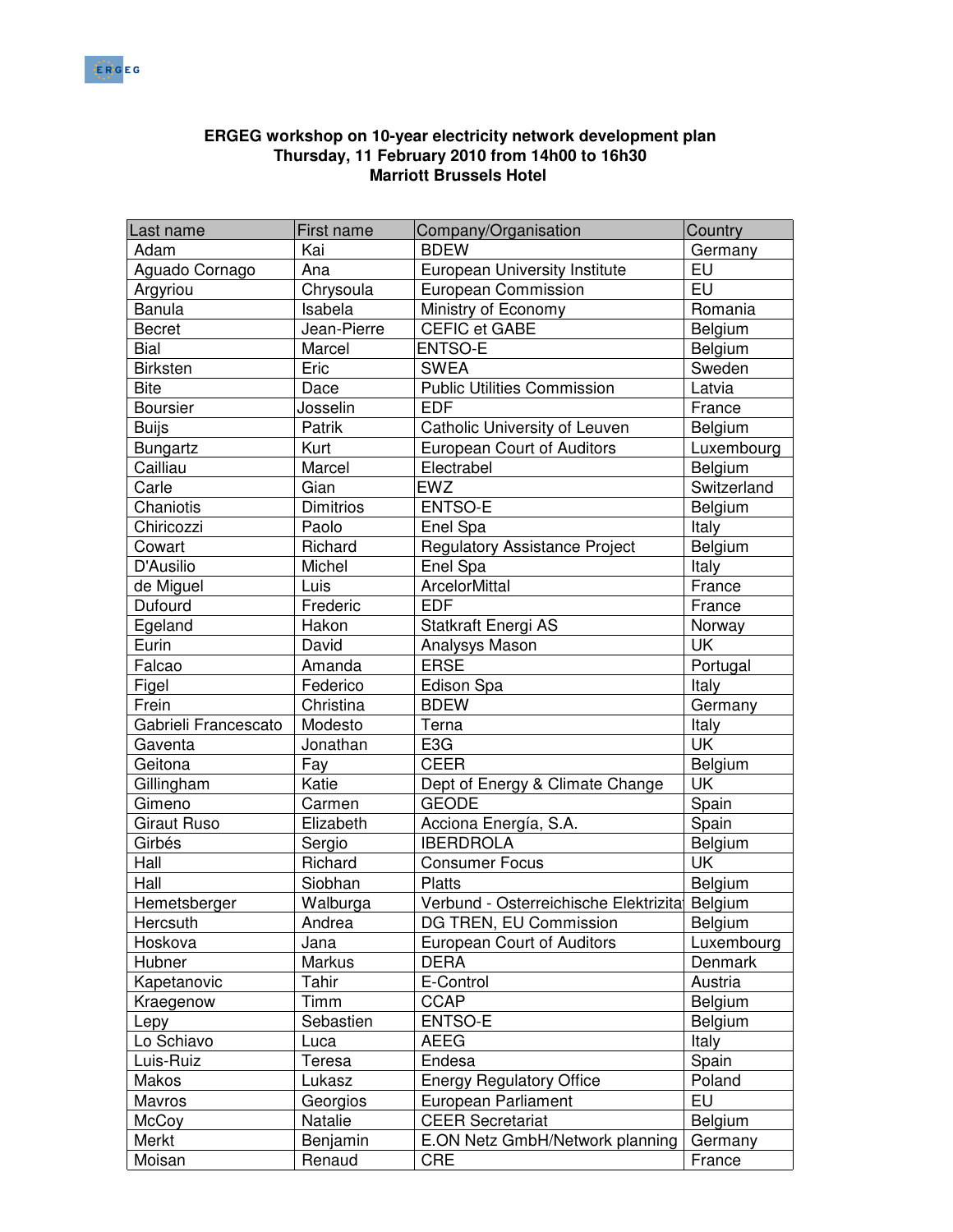**ERGEG workshop on 10-year electricity network development plan**
**Thursday, 11 February 2010 from 14h00 to 16h30**
**Marriott Brussels Hotel**

| Last name | First name | Company/Organisation | Country |
|---|---|---|---|
| Adam | Kai | BDEW | Germany |
| Aguado Cornago | Ana | European University Institute | EU |
| Argyriou | Chrysoula | European Commission | EU |
| Banula | Isabela | Ministry of Economy | Romania |
| Becret | Jean-Pierre | CEFIC et GABE | Belgium |
| Bial | Marcel | ENTSO-E | Belgium |
| Birksten | Eric | SWEA | Sweden |
| Bite | Dace | Public Utilities Commission | Latvia |
| Boursier | Josselin | EDF | France |
| Buijs | Patrik | Catholic University of Leuven | Belgium |
| Bungartz | Kurt | European Court of Auditors | Luxembourg |
| Cailliau | Marcel | Electrabel | Belgium |
| Carle | Gian | EWZ | Switzerland |
| Chaniotis | Dimitrios | ENTSO-E | Belgium |
| Chiricozzi | Paolo | Enel Spa | Italy |
| Cowart | Richard | Regulatory Assistance Project | Belgium |
| D'Ausilio | Michel | Enel Spa | Italy |
| de Miguel | Luis | ArcelorMittal | France |
| Dufourd | Frederic | EDF | France |
| Egeland | Hakon | Statkraft Energi AS | Norway |
| Eurin | David | Analysys Mason | UK |
| Falcao | Amanda | ERSE | Portugal |
| Figel | Federico | Edison Spa | Italy |
| Frein | Christina | BDEW | Germany |
| Gabrieli Francescato | Modesto | Terna | Italy |
| Gaventa | Jonathan | E3G | UK |
| Geitona | Fay | CEER | Belgium |
| Gillingham | Katie | Dept of Energy & Climate Change | UK |
| Gimeno | Carmen | GEODE | Spain |
| Giraut Ruso | Elizabeth | Acciona Energía, S.A. | Spain |
| Girbés | Sergio | IBERDROLA | Belgium |
| Hall | Richard | Consumer Focus | UK |
| Hall | Siobhan | Platts | Belgium |
| Hemetsberger | Walburga | Verbund - Osterreichische Elektrizita | Belgium |
| Hercsuth | Andrea | DG TREN, EU Commission | Belgium |
| Hoskova | Jana | European Court of Auditors | Luxembourg |
| Hubner | Markus | DERA | Denmark |
| Kapetanovic | Tahir | E-Control | Austria |
| Kraegenow | Timm | CCAP | Belgium |
| Lepy | Sebastien | ENTSO-E | Belgium |
| Lo Schiavo | Luca | AEEG | Italy |
| Luis-Ruiz | Teresa | Endesa | Spain |
| Makos | Lukasz | Energy Regulatory Office | Poland |
| Mavros | Georgios | European Parliament | EU |
| McCoy | Natalie | CEER Secretariat | Belgium |
| Merkt | Benjamin | E.ON Netz GmbH/Network planning | Germany |
| Moisan | Renaud | CRE | France |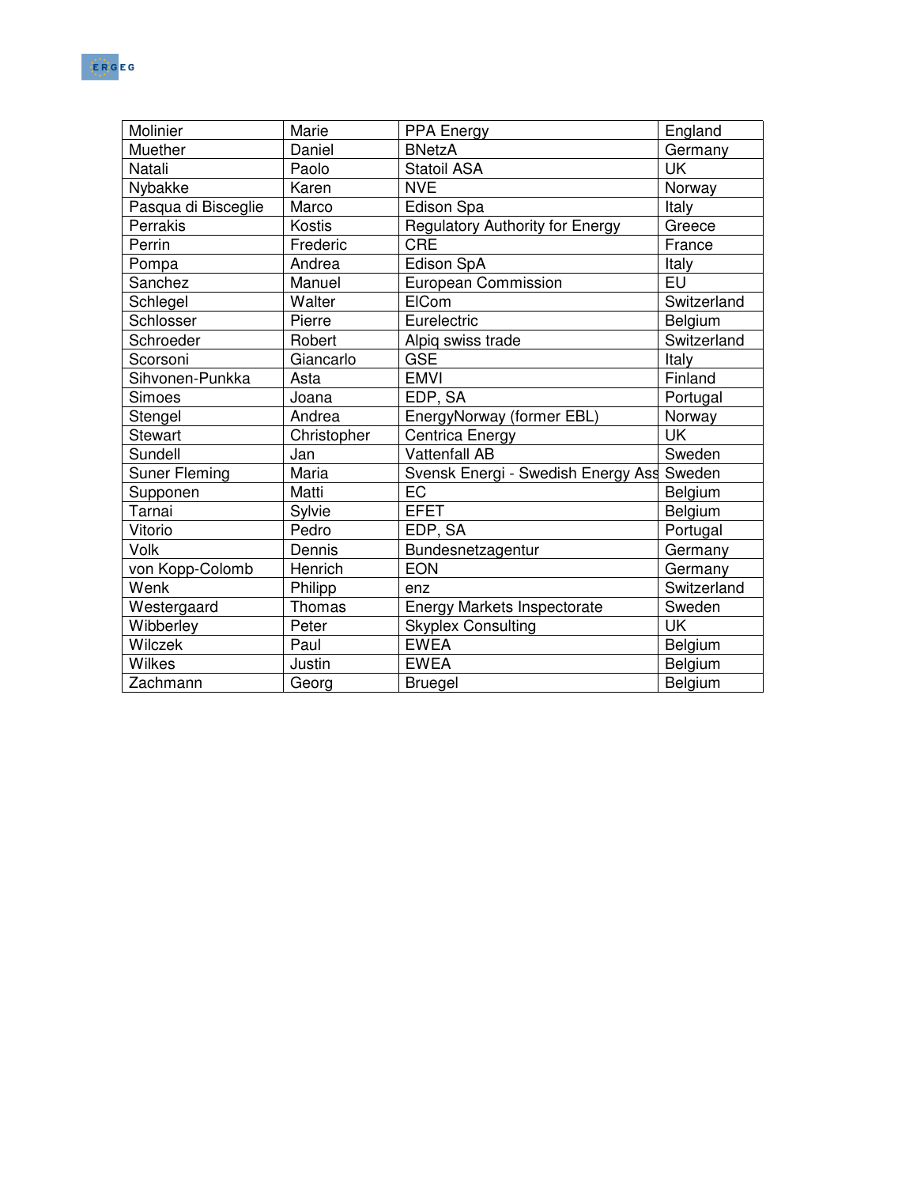| | | | |
|---|---|---|---|
| Molinier | Marie | PPA Energy | England |
| Muether | Daniel | BNetzA | Germany |
| Natali | Paolo | Statoil ASA | UK |
| Nybakke | Karen | NVE | Norway |
| Pasqua di Bisceglie | Marco | Edison Spa | Italy |
| Perrakis | Kostis | Regulatory Authority for Energy | Greece |
| Perrin | Frederic | CRE | France |
| Pompa | Andrea | Edison SpA | Italy |
| Sanchez | Manuel | European Commission | EU |
| Schlegel | Walter | ElCom | Switzerland |
| Schlosser | Pierre | Eurelectric | Belgium |
| Schroeder | Robert | Alpiq swiss trade | Switzerland |
| Scorsoni | Giancarlo | GSE | Italy |
| Sihvonen-Punkka | Asta | EMVI | Finland |
| Simoes | Joana | EDP, SA | Portugal |
| Stengel | Andrea | EnergyNorway (former EBL) | Norway |
| Stewart | Christopher | Centrica Energy | UK |
| Sundell | Jan | Vattenfall AB | Sweden |
| Suner Fleming | Maria | Svensk Energi - Swedish Energy Ass | Sweden |
| Supponen | Matti | EC | Belgium |
| Tarnai | Sylvie | EFET | Belgium |
| Vitorio | Pedro | EDP, SA | Portugal |
| Volk | Dennis | Bundesnetzagentur | Germany |
| von Kopp-Colomb | Henrich | EON | Germany |
| Wenk | Philipp | enz | Switzerland |
| Westergaard | Thomas | Energy Markets Inspectorate | Sweden |
| Wibberley | Peter | Skyplex Consulting | UK |
| Wilczek | Paul | EWEA | Belgium |
| Wilkes | Justin | EWEA | Belgium |
| Zachmann | Georg | Bruegel | Belgium |